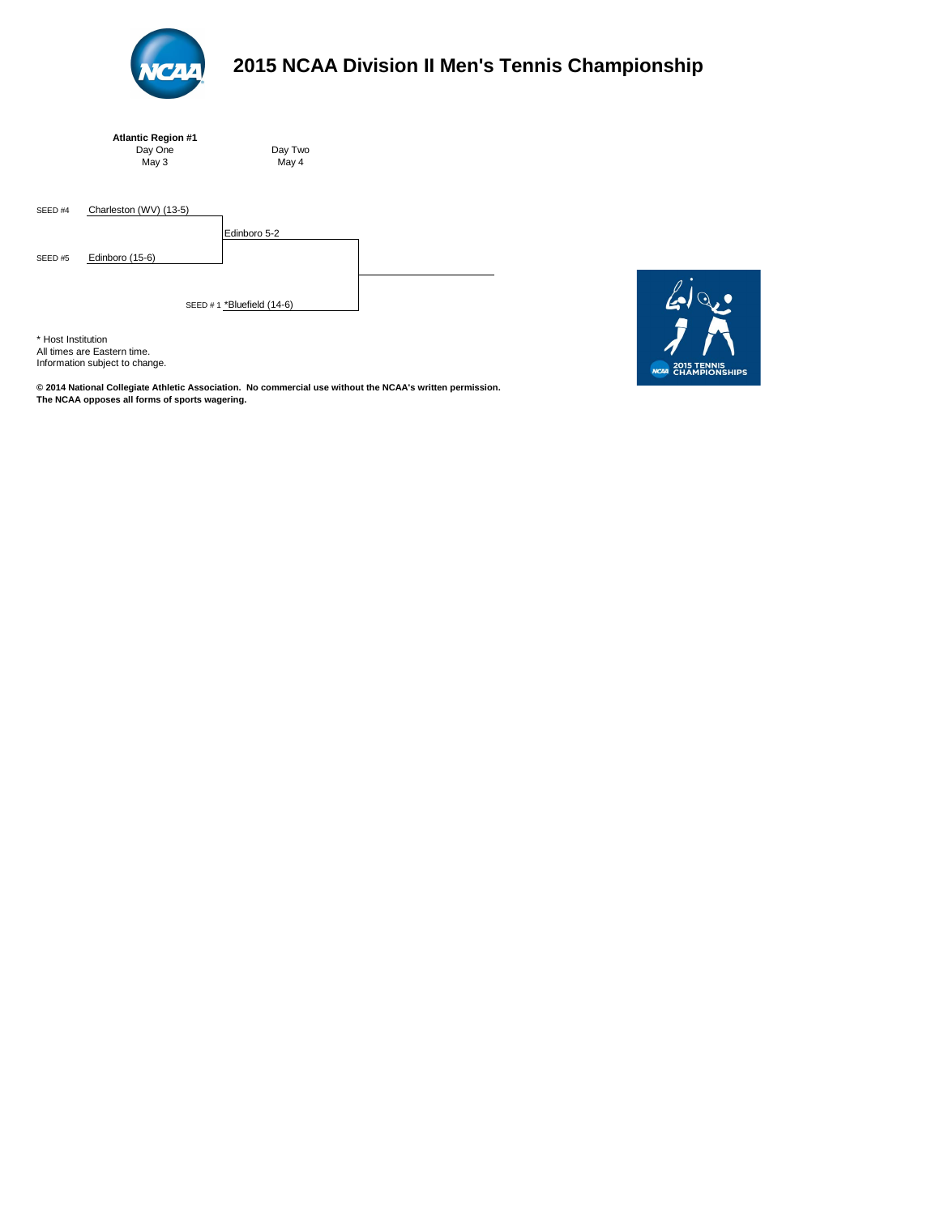# 2015 NCAA Division II Men's Tennis Championship

**Atlantic Region #1**

| | Day One May 3 | Day Two May 4 |
|---|---|---|
| SEED #4 | Charleston (WV) (13-5) | |
| | | Edinboro 5-2 |
| SEED #5 | Edinboro (15-6) | |
| | SEED # 1 | *Bluefield (14-6) |

\* Host Institution
All times are Eastern time.
Information subject to change.

**© 2014 National Collegiate Athletic Association. No commercial use without the NCAA's written permission.**
**The NCAA opposes all forms of sports wagering.**

2015 TENNIS CHAMPIONSHIPS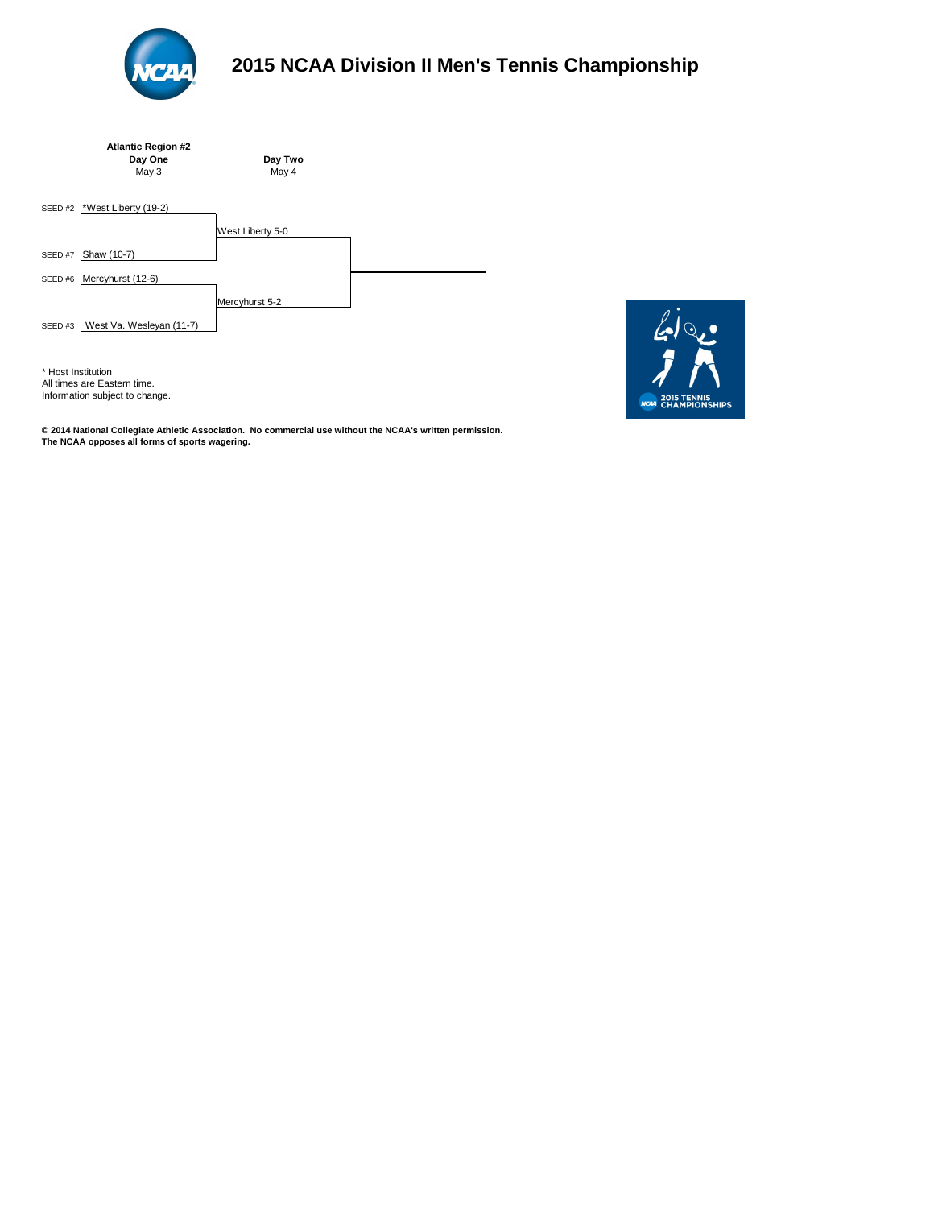# 2015 NCAA Division II Men's Tennis Championship

**Atlantic Region #2**

| **Day One** May 3 | **Day Two** May 4 |
|---|---|
| SEED #2 *West Liberty (19-2) | |
| | West Liberty 5-0 |
| SEED #7 Shaw (10-7) | |
| SEED #6 Mercyhurst (12-6) | |
| | Mercyhurst 5-2 |
| SEED #3 West Va. Wesleyan (11-7) | |

\* Host Institution
All times are Eastern time.
Information subject to change.

2015 TENNIS CHAMPIONSHIPS

**© 2014 National Collegiate Athletic Association. No commercial use without the NCAA's written permission.**
**The NCAA opposes all forms of sports wagering.**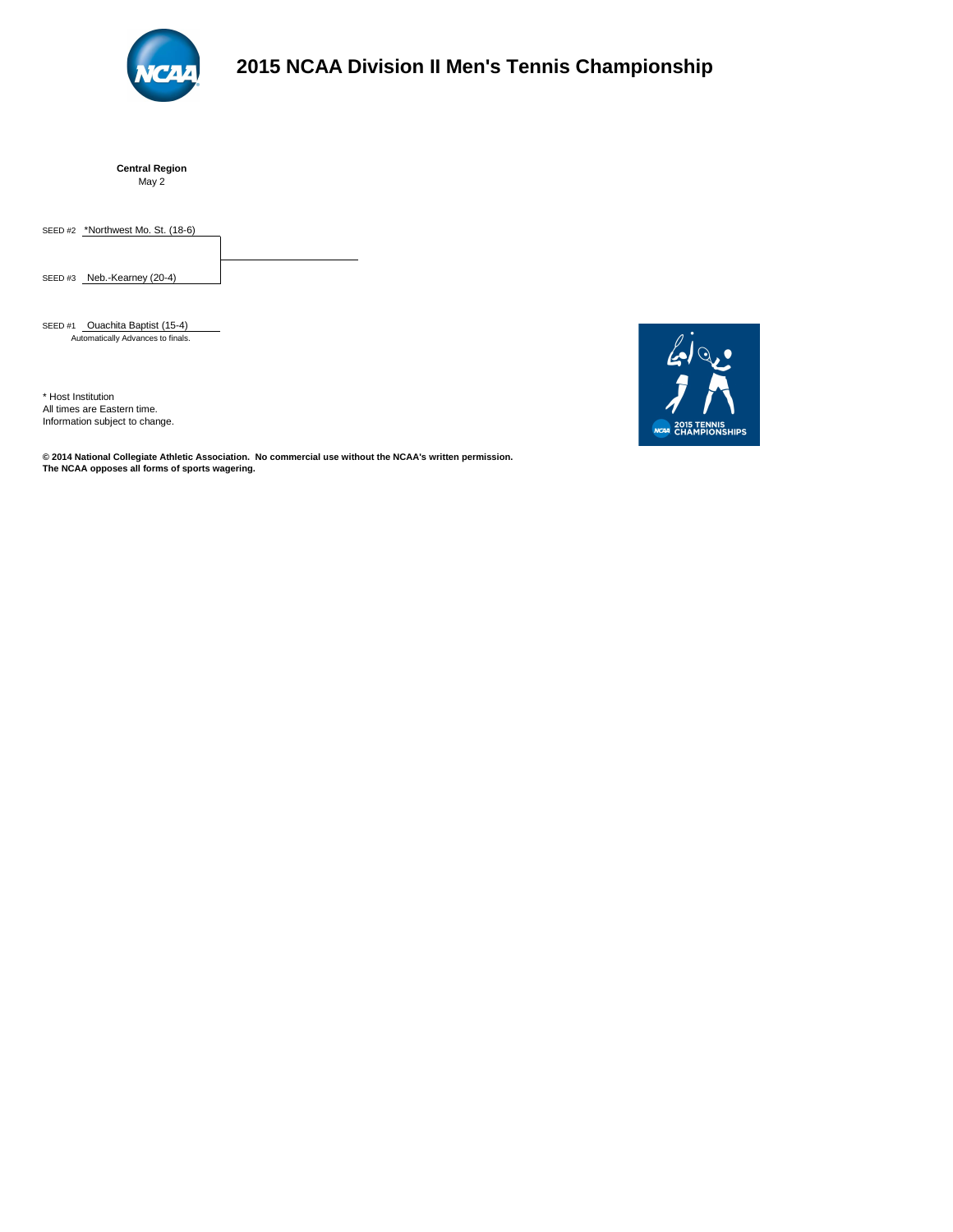# 2015 NCAA Division II Men's Tennis Championship

**Central Region**
May 2

SEED #2 *Northwest Mo. St. (18-6)

SEED #3 Neb.-Kearney (20-4)

SEED #1 Ouachita Baptist (15-4)
Automatically Advances to finals.

\* Host Institution
All times are Eastern time.
Information subject to change.

**© 2014 National Collegiate Athletic Association. No commercial use without the NCAA's written permission.**
**The NCAA opposes all forms of sports wagering.**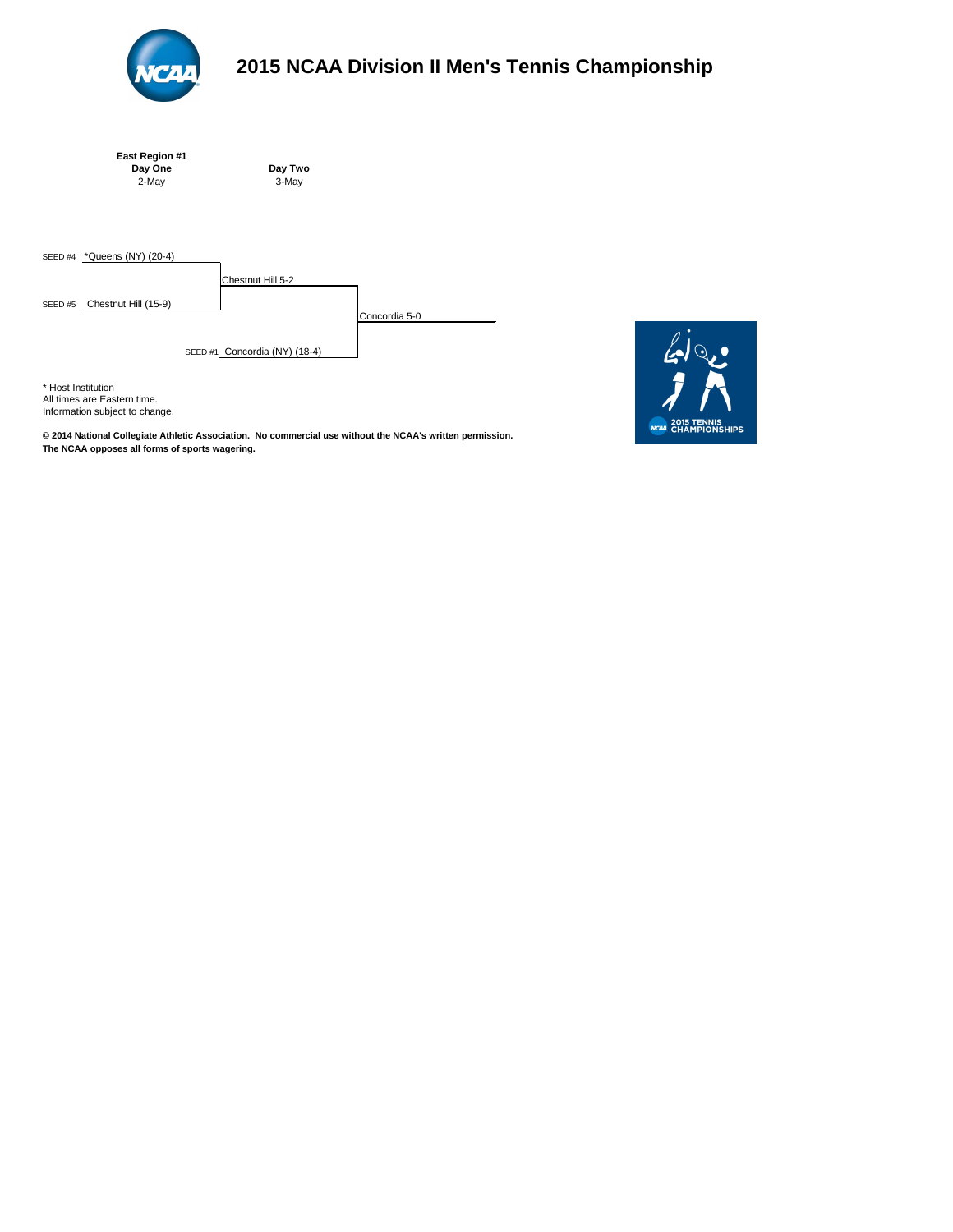# 2015 NCAA Division II Men's Tennis Championship

**East Region #1**

| Day One | Day Two | |
|---|---|---|
| 2-May | 3-May | |
| SEED #4 *Queens (NY) (20-4) | | |
| | Chestnut Hill 5-2 | |
| SEED #5 Chestnut Hill (15-9) | | |
| | | Concordia 5-0 |
| | SEED #1 Concordia (NY) (18-4) | |

\* Host Institution
All times are Eastern time.
Information subject to change.

**© 2014 National Collegiate Athletic Association. No commercial use without the NCAA's written permission.**
**The NCAA opposes all forms of sports wagering.**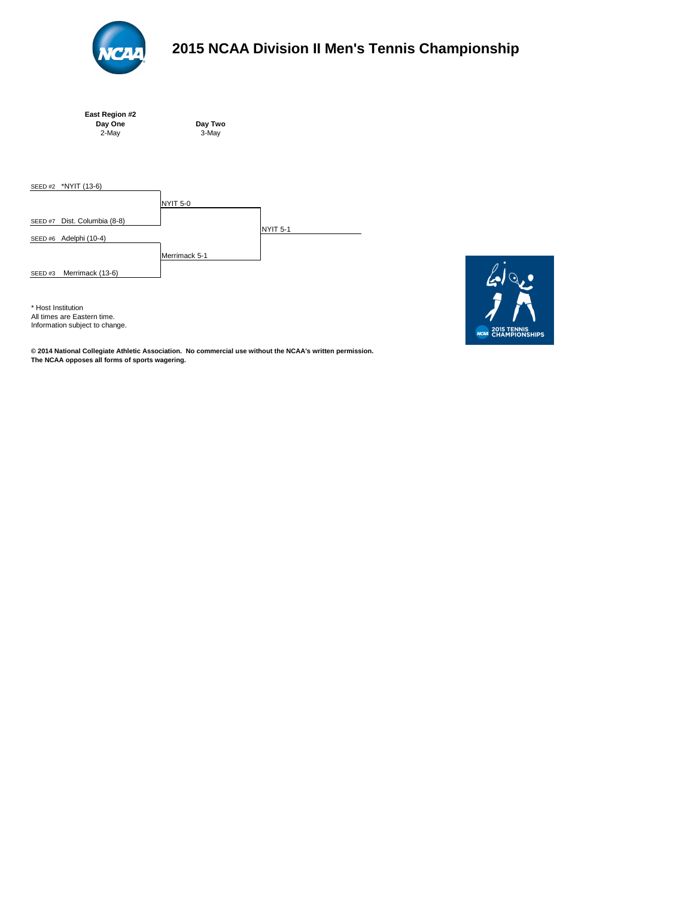# 2015 NCAA Division II Men's Tennis Championship

**East Region #2**

| **Day One** 2-May | **Day Two** 3-May | |
|---|---|---|
| SEED #2 *NYIT (13-6) | | |
| | NYIT 5-0 | |
| SEED #7 Dist. Columbia (8-8) | | |
| | | NYIT 5-1 |
| SEED #6 Adelphi (10-4) | | |
| | Merrimack 5-1 | |
| SEED #3 Merrimack (13-6) | | |

\* Host Institution
All times are Eastern time.
Information subject to change.

**© 2014 National Collegiate Athletic Association. No commercial use without the NCAA's written permission.**
**The NCAA opposes all forms of sports wagering.**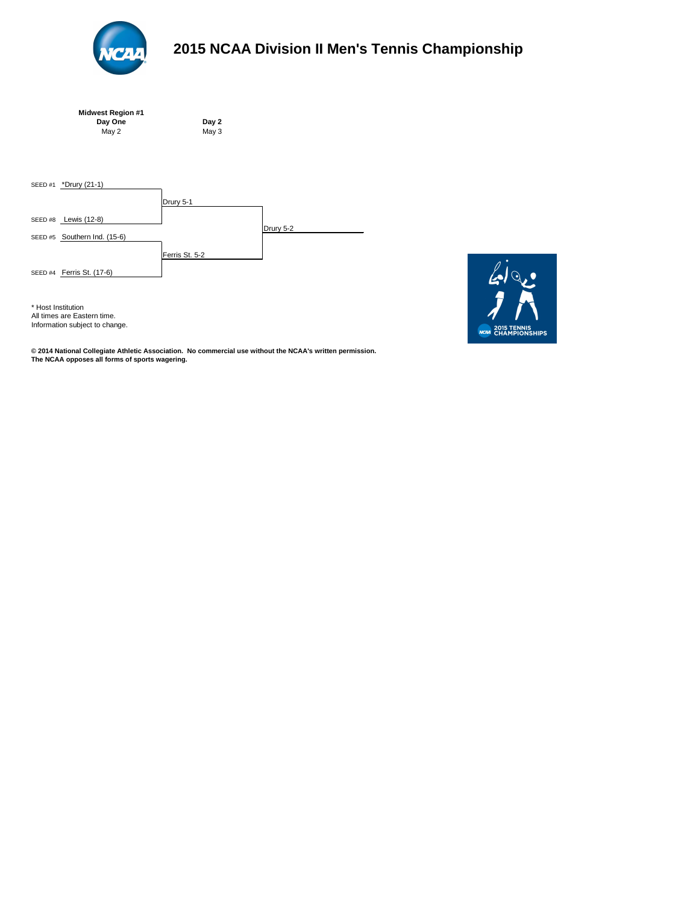# 2015 NCAA Division II Men's Tennis Championship

**Midwest Region #1**

| **Day One** May 2 | **Day 2** May 3 | |
|---|---|---|
| SEED #1 *Drury (21-1) | | |
| | Drury 5-1 | |
| SEED #8 Lewis (12-8) | | |
| | | Drury 5-2 |
| SEED #5 Southern Ind. (15-6) | | |
| | Ferris St. 5-2 | |
| SEED #4 Ferris St. (17-6) | | |

* Host Institution
All times are Eastern time.
Information subject to change.

**© 2014 National Collegiate Athletic Association. No commercial use without the NCAA's written permission.**
**The NCAA opposes all forms of sports wagering.**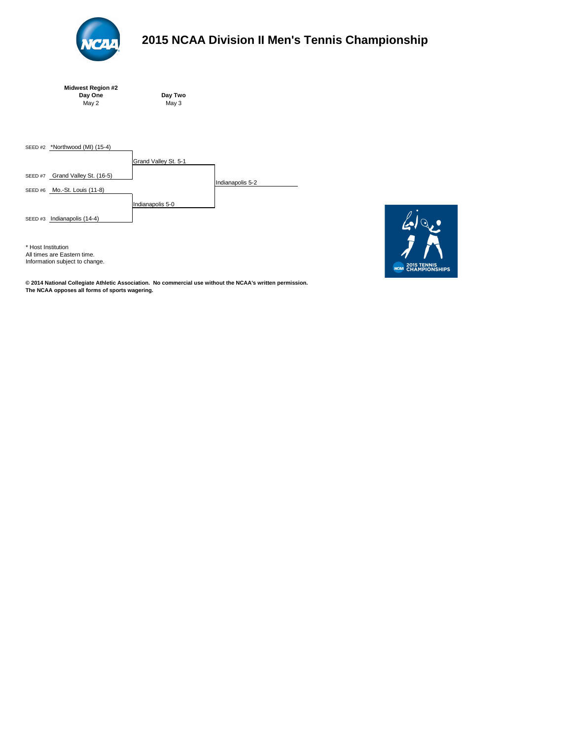# 2015 NCAA Division II Men's Tennis Championship

**Midwest Region #2**

| **Day One** | **Day Two** | |
|---|---|---|
| May 2 | May 3 | |
| SEED #2 *Northwood (MI) (15-4) | | |
| | Grand Valley St. 5-1 | |
| SEED #7 Grand Valley St. (16-5) | | |
| | | Indianapolis 5-2 |
| SEED #6 Mo.-St. Louis (11-8) | | |
| | Indianapolis 5-0 | |
| SEED #3 Indianapolis (14-4) | | |

\* Host Institution
All times are Eastern time.
Information subject to change.

**© 2014 National Collegiate Athletic Association. No commercial use without the NCAA's written permission.**
**The NCAA opposes all forms of sports wagering.**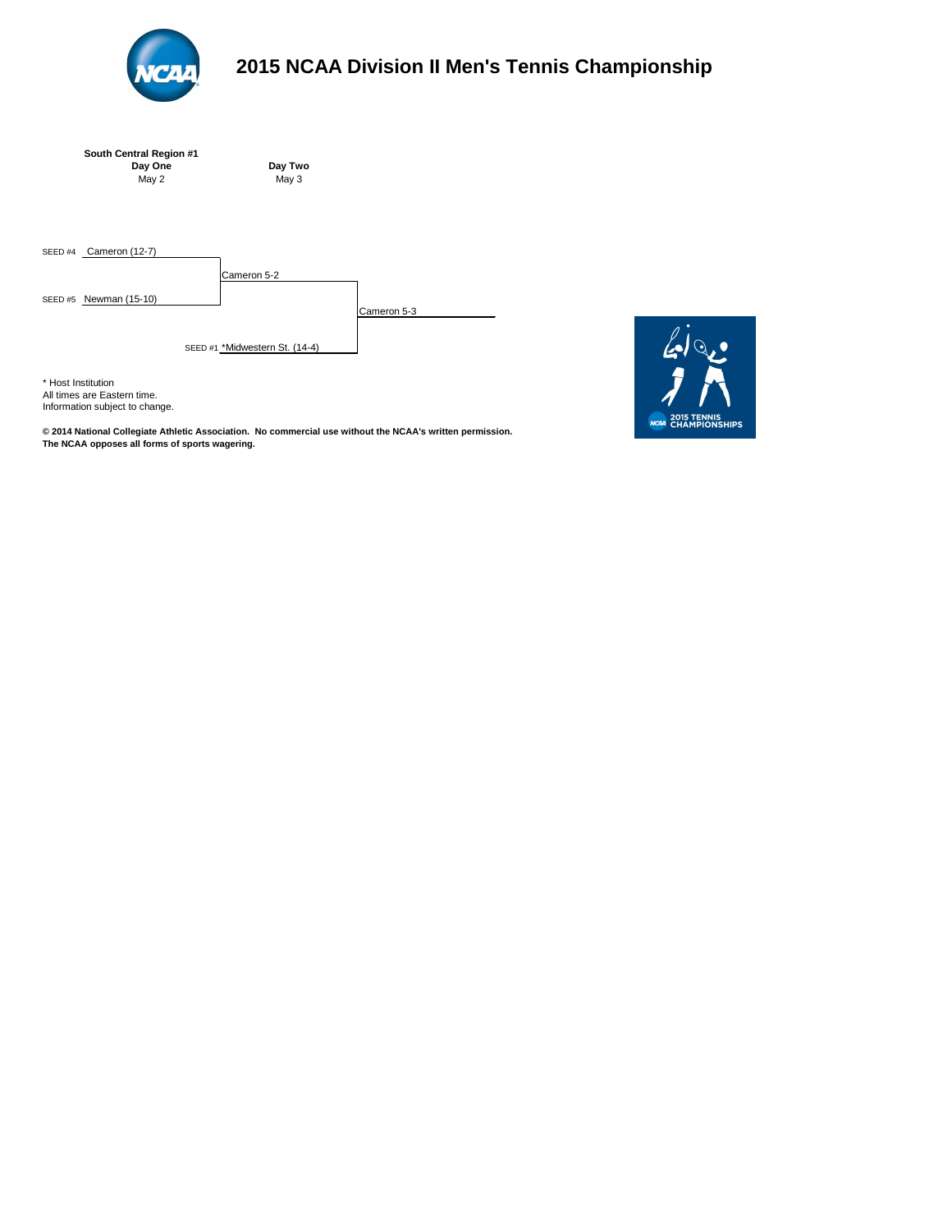# 2015 NCAA Division II Men's Tennis Championship

**South Central Region #1**

| Day One | Day Two | |
|---|---|---|
| May 2 | May 3 | |
| SEED #4 Cameron (12-7) | | |
| | Cameron 5-2 | |
| SEED #5 Newman (15-10) | | |
| | | Cameron 5-3 |
| | SEED #1 *Midwestern St. (14-4) | |

\* Host Institution
All times are Eastern time.
Information subject to change.

**© 2014 National Collegiate Athletic Association. No commercial use without the NCAA's written permission.**
**The NCAA opposes all forms of sports wagering.**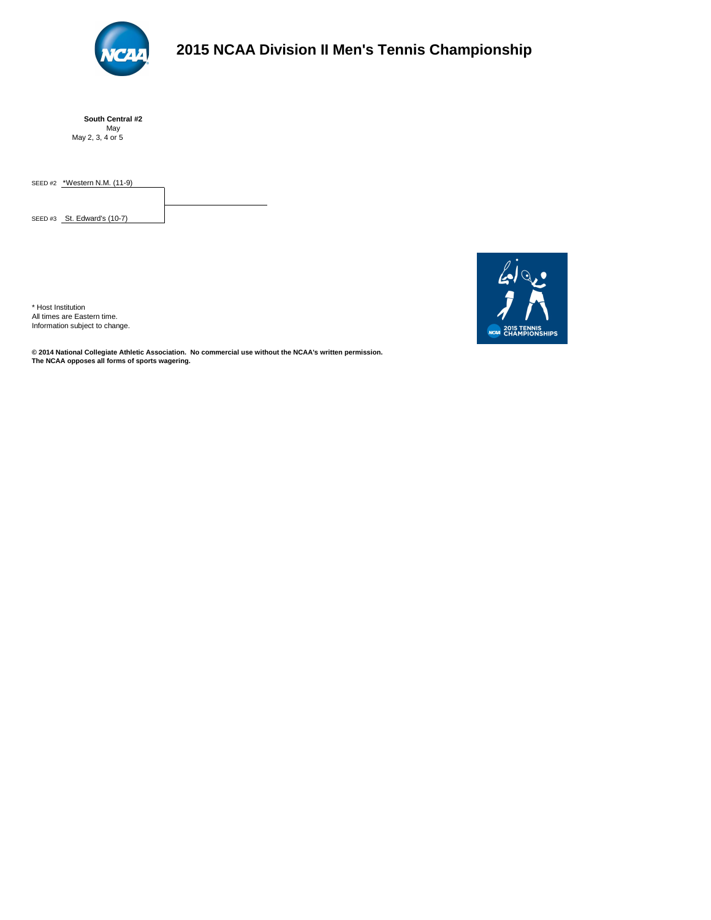# 2015 NCAA Division II Men's Tennis Championship

**South Central #2**
May
May 2, 3, 4 or 5

SEED #2 *Western N.M. (11-9)

SEED #3 St. Edward's (10-7)

* Host Institution
All times are Eastern time.
Information subject to change.

**© 2014 National Collegiate Athletic Association. No commercial use without the NCAA's written permission.**
**The NCAA opposes all forms of sports wagering.**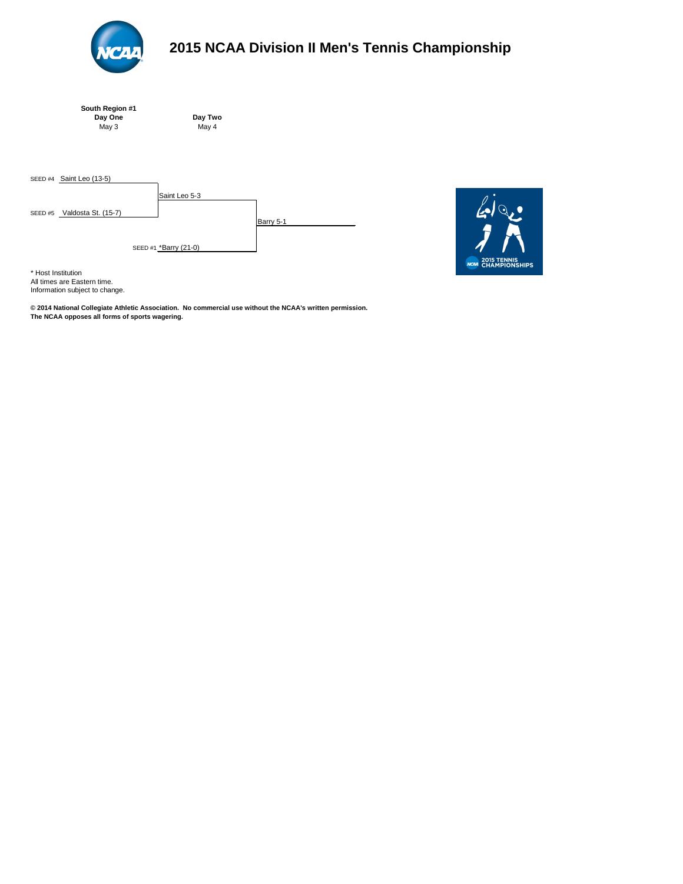# 2015 NCAA Division II Men's Tennis Championship

**South Region #1**

| **Day One** May 3 | **Day Two** May 4 | |
|---|---|---|
| SEED #4 Saint Leo (13-5) | | |
| | Saint Leo 5-3 | |
| SEED #5 Valdosta St. (15-7) | | |
| | | Barry 5-1 |
| | SEED #1 *Barry (21-0) | |

\* Host Institution
All times are Eastern time.
Information subject to change.

**© 2014 National Collegiate Athletic Association. No commercial use without the NCAA's written permission.**
**The NCAA opposes all forms of sports wagering.**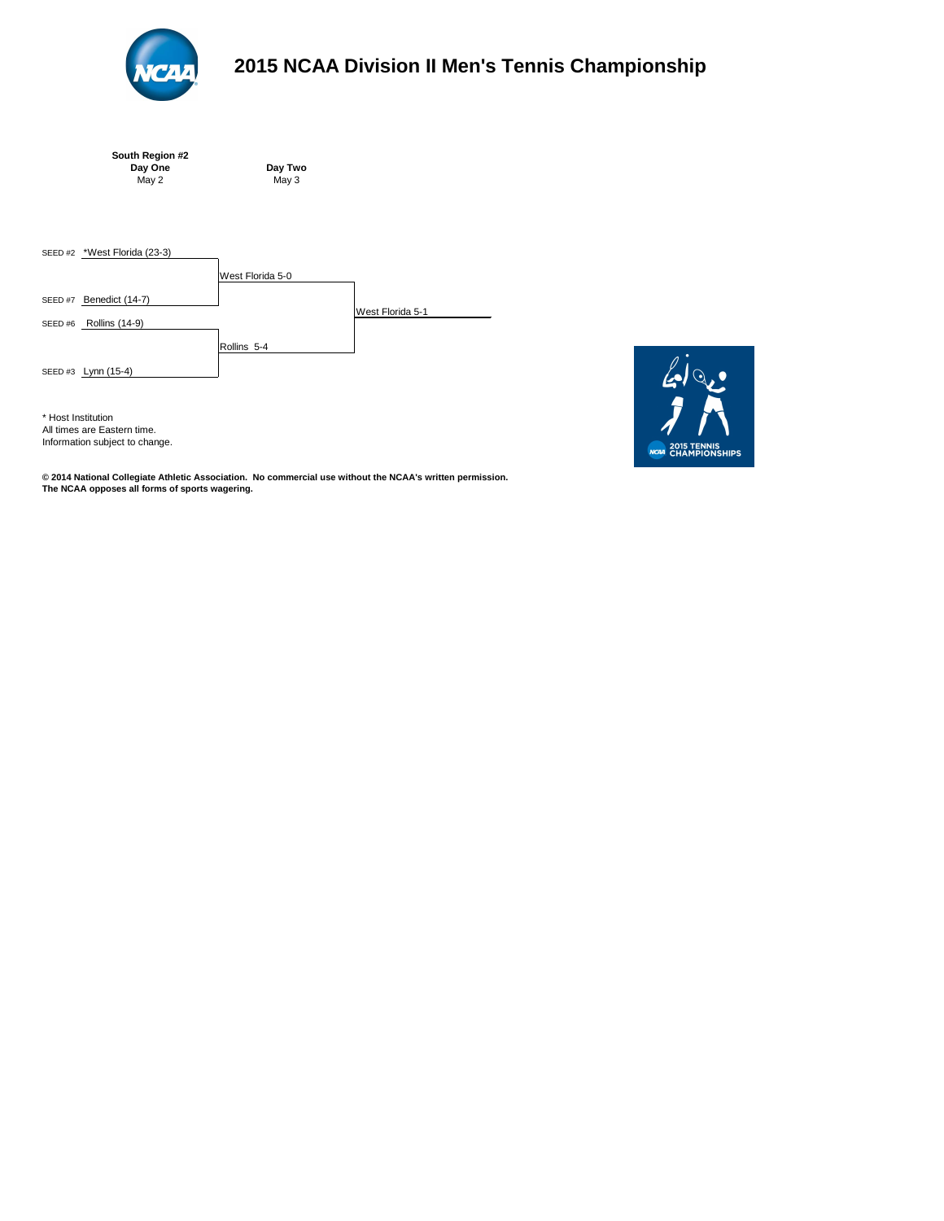# 2015 NCAA Division II Men's Tennis Championship

**South Region #2**

| **Day One** May 2 | **Day Two** May 3 | |
|---|---|---|
| SEED #2 *West Florida (23-3) | West Florida 5-0 | West Florida 5-1 |
| SEED #7 Benedict (14-7) | | |
| SEED #6 Rollins (14-9) | Rollins 5-4 | |
| SEED #3 Lynn (15-4) | | |

\* Host Institution
All times are Eastern time.
Information subject to change.

2015 TENNIS CHAMPIONSHIPS

**© 2014 National Collegiate Athletic Association. No commercial use without the NCAA's written permission.**
**The NCAA opposes all forms of sports wagering.**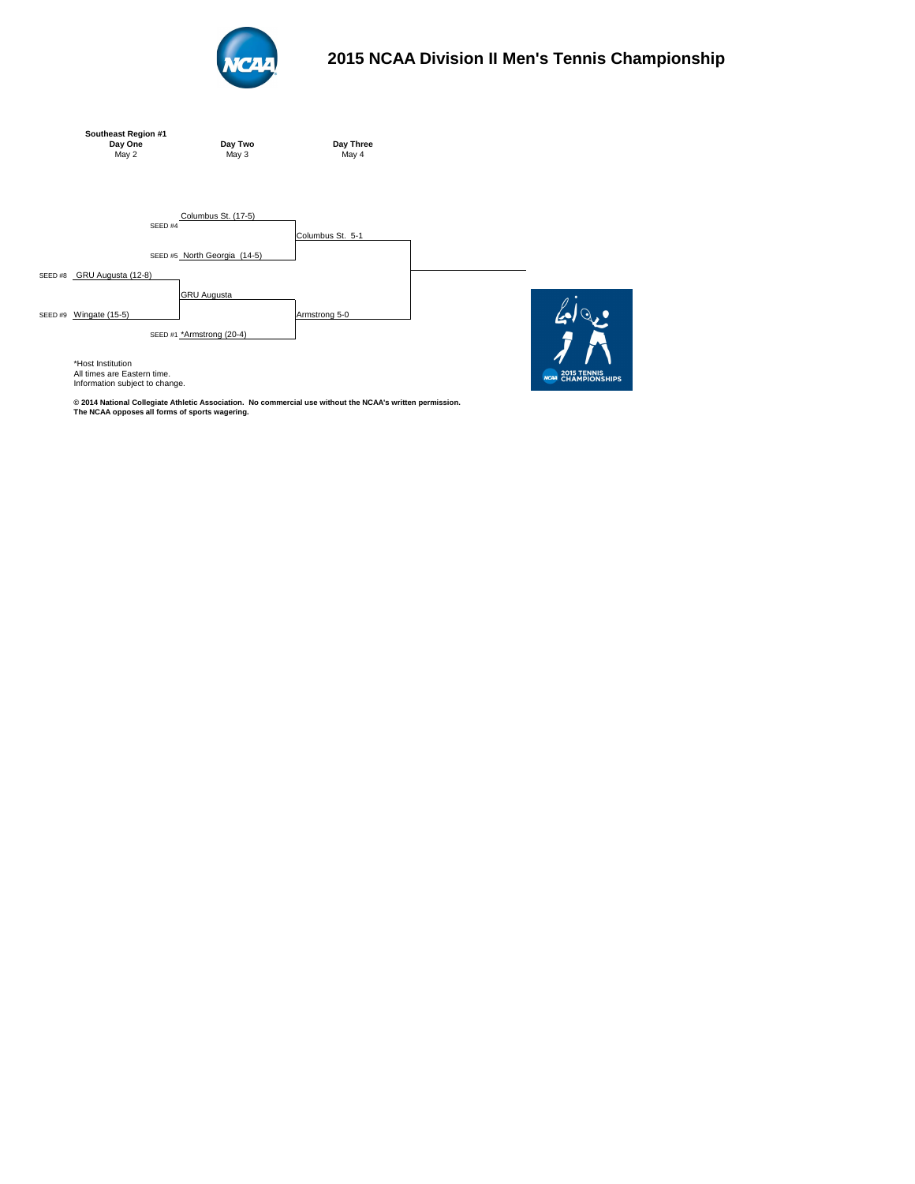# 2015 NCAA Division II Men's Tennis Championship

**Southeast Region #1**

| Day One | Day Two | Day Three |
| --- | --- | --- |
| May 2 | May 3 | May 4 |
| | SEED #4 Columbus St. (17-5) | |
| | | Columbus St. 5-1 |
| | SEED #5 North Georgia (14-5) | |
| SEED #8 GRU Augusta (12-8) | | |
| | GRU Augusta | |
| SEED #9 Wingate (15-5) | | |
| | | Armstrong 5-0 |
| | SEED #1 *Armstrong (20-4) | |

*Host Institution
All times are Eastern time.
Information subject to change.

**© 2014 National Collegiate Athletic Association. No commercial use without the NCAA's written permission.**
**The NCAA opposes all forms of sports wagering.**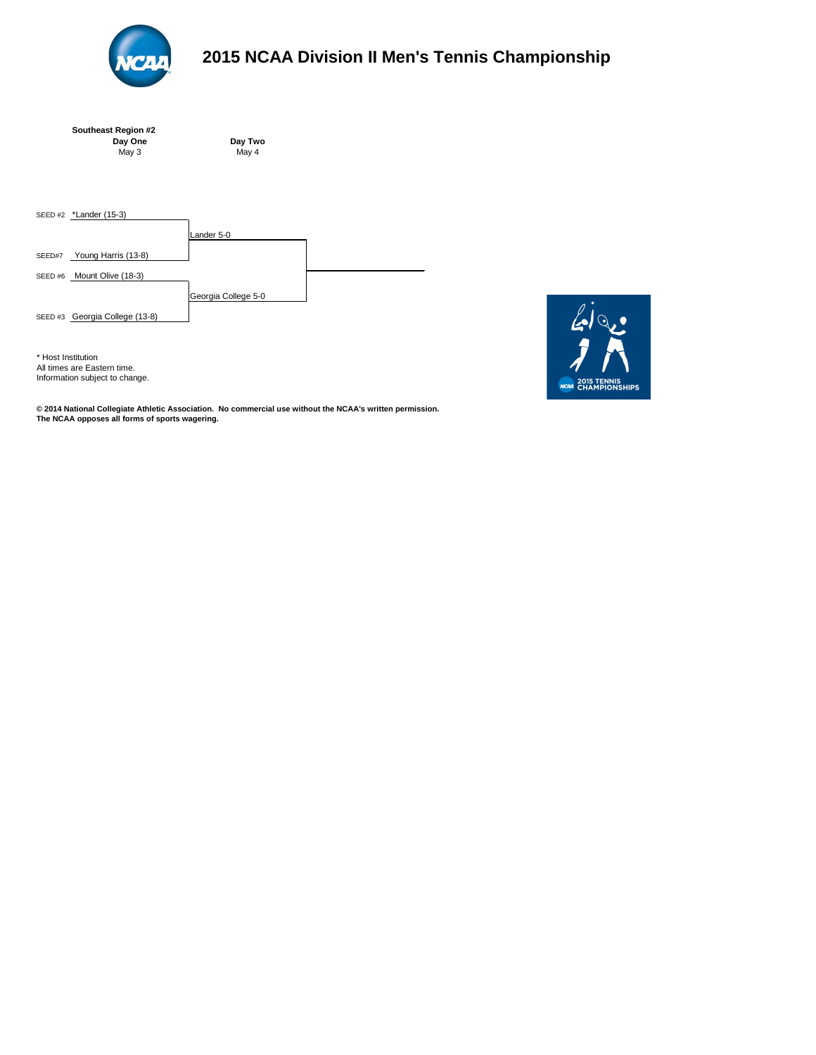# 2015 NCAA Division II Men's Tennis Championship

**Southeast Region #2**

| Day One | Day Two |
|---|---|
| May 3 | May 4 |

SEED #2 *Lander (15-3)

Lander 5-0

SEED#7 Young Harris (13-8)

SEED #6 Mount Olive (18-3)

Georgia College 5-0

SEED #3 Georgia College (13-8)

\* Host Institution
All times are Eastern time.
Information subject to change.

**© 2014 National Collegiate Athletic Association. No commercial use without the NCAA's written permission.**
**The NCAA opposes all forms of sports wagering.**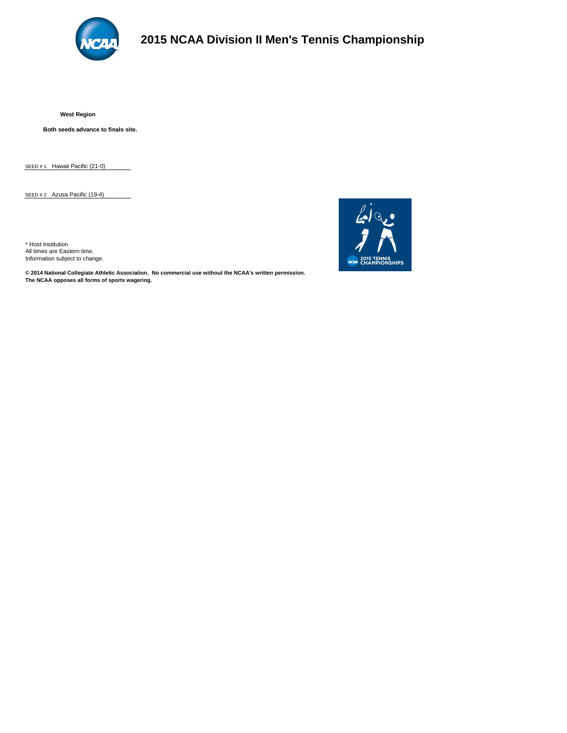# 2015 NCAA Division II Men's Tennis Championship

**West Region**

**Both seeds advance to finals site.**

SEED # 1 Hawaii Pacific (21-0)

SEED # 2 Azusa Pacific (19-4)

\* Host Institution
All times are Eastern time.
Information subject to change.

**© 2014 National Collegiate Athletic Association. No commercial use without the NCAA's written permission.**
**The NCAA opposes all forms of sports wagering.**